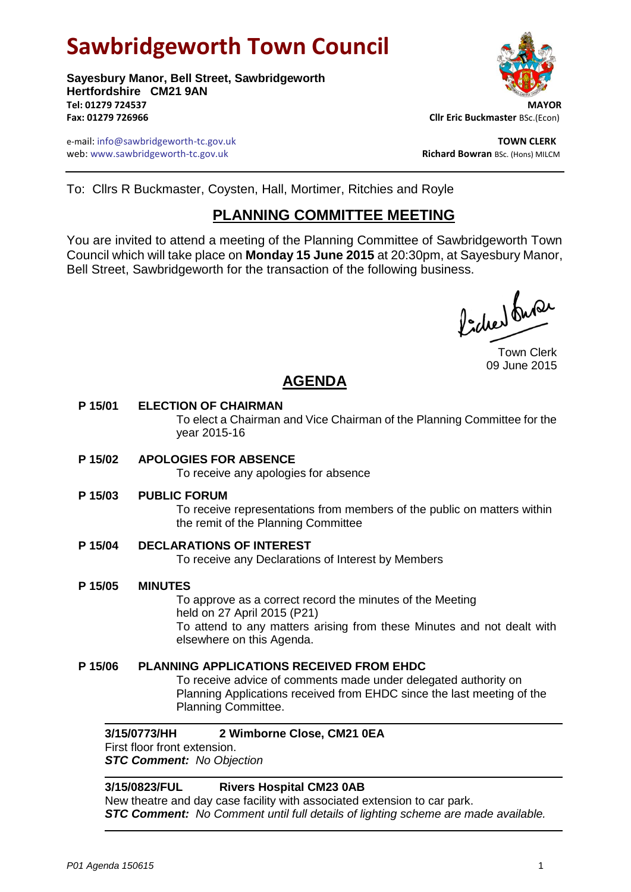# Sawbridgeworth Town Council

**Sayesbury Manor, Bell Street, Sawbridgeworth**
**Hertfordshire CM21 9AN**
**Tel: 01279 724537**
**Fax: 01279 726966**

e-mail: info@sawbridgeworth-tc.gov.uk
web: www.sawbridgeworth-tc.gov.uk

**MAYOR**
**Cllr Eric Buckmaster** BSc.(Econ)

**TOWN CLERK**
**Richard Bowran** BSc. (Hons) MILCM

---

To: Cllrs R Buckmaster, Coysten, Hall, Mortimer, Ritchies and Royle

## PLANNING COMMITTEE MEETING

You are invited to attend a meeting of the Planning Committee of Sawbridgeworth Town Council which will take place on **Monday 15 June 2015** at 20:30pm, at Sayesbury Manor, Bell Street, Sawbridgeworth for the transaction of the following business.

Town Clerk
09 June 2015

## AGENDA

**P 15/01 ELECTION OF CHAIRMAN**
To elect a Chairman and Vice Chairman of the Planning Committee for the year 2015-16

**P 15/02 APOLOGIES FOR ABSENCE**
To receive any apologies for absence

**P 15/03 PUBLIC FORUM**
To receive representations from members of the public on matters within the remit of the Planning Committee

**P 15/04 DECLARATIONS OF INTEREST**
To receive any Declarations of Interest by Members

**P 15/05 MINUTES**
To approve as a correct record the minutes of the Meeting held on 27 April 2015 (P21)
To attend to any matters arising from these Minutes and not dealt with elsewhere on this Agenda.

**P 15/06 PLANNING APPLICATIONS RECEIVED FROM EHDC**
To receive advice of comments made under delegated authority on Planning Applications received from EHDC since the last meeting of the Planning Committee.

---

**3/15/0773/HH 2 Wimborne Close, CM21 0EA**
First floor front extension.
***STC Comment:*** *No Objection*

---

**3/15/0823/FUL Rivers Hospital CM23 0AB**
New theatre and day case facility with associated extension to car park.
***STC Comment:*** *No Comment until full details of lighting scheme are made available.*

---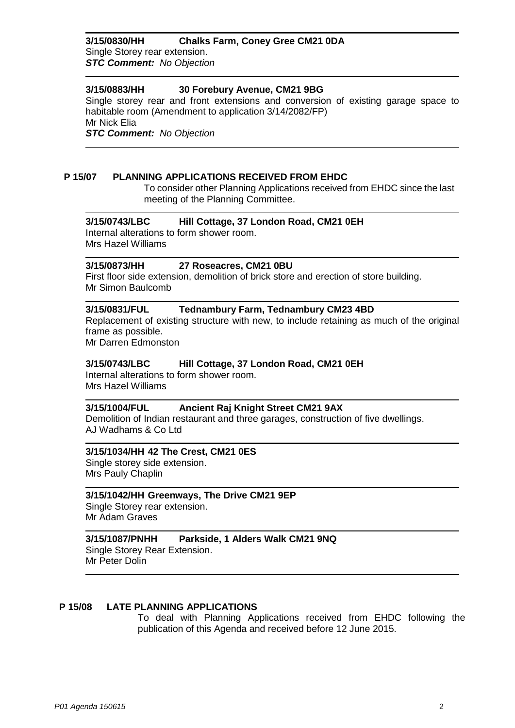**3/15/0830/HH Chalks Farm, Coney Gree CM21 0DA**

Single Storey rear extension.

***STC Comment:*** *No Objection*

---

**3/15/0883/HH 30 Forebury Avenue, CM21 9BG**

Single storey rear and front extensions and conversion of existing garage space to habitable room (Amendment to application 3/14/2082/FP)

Mr Nick Elia

***STC Comment:*** *No Objection*

---

## P 15/07 PLANNING APPLICATIONS RECEIVED FROM EHDC

To consider other Planning Applications received from EHDC since the last meeting of the Planning Committee.

---

**3/15/0743/LBC Hill Cottage, 37 London Road, CM21 0EH**

Internal alterations to form shower room.

Mrs Hazel Williams

---

**3/15/0873/HH 27 Roseacres, CM21 0BU**

First floor side extension, demolition of brick store and erection of store building.

Mr Simon Baulcomb

---

**3/15/0831/FUL Tednambury Farm, Tednambury CM23 4BD**

Replacement of existing structure with new, to include retaining as much of the original frame as possible.

Mr Darren Edmonston

---

**3/15/0743/LBC Hill Cottage, 37 London Road, CM21 0EH**

Internal alterations to form shower room.

Mrs Hazel Williams

---

**3/15/1004/FUL Ancient Raj Knight Street CM21 9AX**

Demolition of Indian restaurant and three garages, construction of five dwellings.

AJ Wadhams & Co Ltd

---

**3/15/1034/HH 42 The Crest, CM21 0ES**

Single storey side extension.

Mrs Pauly Chaplin

---

**3/15/1042/HH Greenways, The Drive CM21 9EP**

Single Storey rear extension.

Mr Adam Graves

---

**3/15/1087/PNHH Parkside, 1 Alders Walk CM21 9NQ**

Single Storey Rear Extension.

Mr Peter Dolin

---

## P 15/08 LATE PLANNING APPLICATIONS

To deal with Planning Applications received from EHDC following the publication of this Agenda and received before 12 June 2015.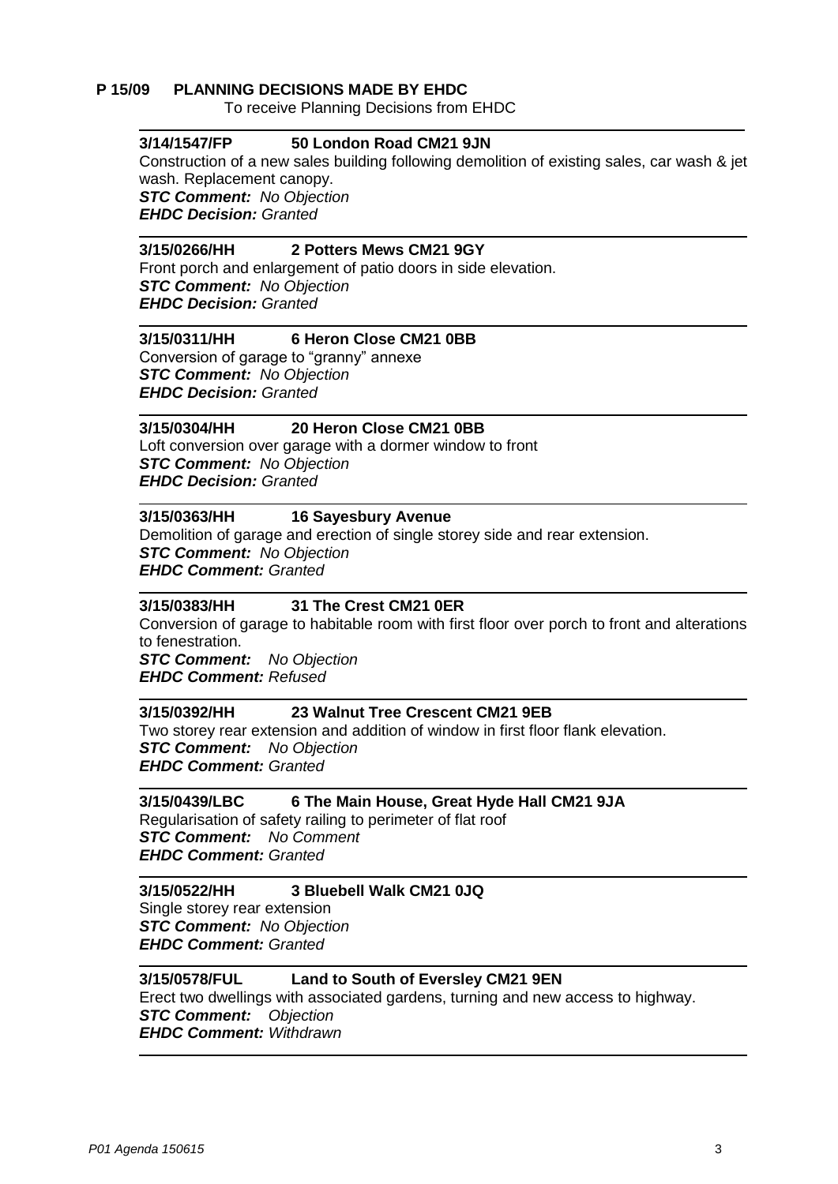## P 15/09 PLANNING DECISIONS MADE BY EHDC

To receive Planning Decisions from EHDC

---

**3/14/1547/FP 50 London Road CM21 9JN**

Construction of a new sales building following demolition of existing sales, car wash & jet wash. Replacement canopy.
***STC Comment:*** *No Objection*
***EHDC Decision:*** *Granted*

---

**3/15/0266/HH 2 Potters Mews CM21 9GY**

Front porch and enlargement of patio doors in side elevation.
***STC Comment:*** *No Objection*
***EHDC Decision:*** *Granted*

---

**3/15/0311/HH 6 Heron Close CM21 0BB**

Conversion of garage to "granny" annexe
***STC Comment:*** *No Objection*
***EHDC Decision:*** *Granted*

---

**3/15/0304/HH 20 Heron Close CM21 0BB**

Loft conversion over garage with a dormer window to front
***STC Comment:*** *No Objection*
***EHDC Decision:*** *Granted*

---

**3/15/0363/HH 16 Sayesbury Avenue**

Demolition of garage and erection of single storey side and rear extension.
***STC Comment:*** *No Objection*
***EHDC Comment:*** *Granted*

---

**3/15/0383/HH 31 The Crest CM21 0ER**

Conversion of garage to habitable room with first floor over porch to front and alterations to fenestration.
***STC Comment:*** *No Objection*
***EHDC Comment:*** *Refused*

---

**3/15/0392/HH 23 Walnut Tree Crescent CM21 9EB**

Two storey rear extension and addition of window in first floor flank elevation.
***STC Comment:*** *No Objection*
***EHDC Comment:*** *Granted*

---

**3/15/0439/LBC 6 The Main House, Great Hyde Hall CM21 9JA**

Regularisation of safety railing to perimeter of flat roof
***STC Comment:*** *No Comment*
***EHDC Comment:*** *Granted*

---

**3/15/0522/HH 3 Bluebell Walk CM21 0JQ**

Single storey rear extension
***STC Comment:*** *No Objection*
***EHDC Comment:*** *Granted*

---

**3/15/0578/FUL Land to South of Eversley CM21 9EN**

Erect two dwellings with associated gardens, turning and new access to highway.
***STC Comment:*** *Objection*
***EHDC Comment:*** *Withdrawn*

---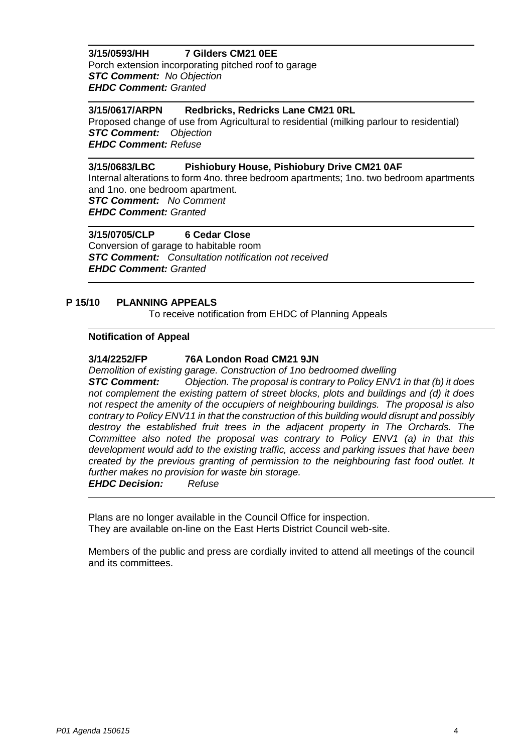**3/15/0593/HH 7 Gilders CM21 0EE**
Porch extension incorporating pitched roof to garage
***STC Comment:*** *No Objection*
***EHDC Comment:*** *Granted*

---

**3/15/0617/ARPN Redbricks, Redricks Lane CM21 0RL**
Proposed change of use from Agricultural to residential (milking parlour to residential)
***STC Comment:*** *Objection*
***EHDC Comment:*** *Refuse*

---

**3/15/0683/LBC Pishiobury House, Pishiobury Drive CM21 0AF**
Internal alterations to form 4no. three bedroom apartments; 1no. two bedroom apartments and 1no. one bedroom apartment.
***STC Comment:*** *No Comment*
***EHDC Comment:*** *Granted*

---

**3/15/0705/CLP 6 Cedar Close**
Conversion of garage to habitable room
***STC Comment:*** *Consultation notification not received*
***EHDC Comment:*** *Granted*

---

## P 15/10 PLANNING APPEALS

To receive notification from EHDC of Planning Appeals

**Notification of Appeal**

**3/14/2252/FP 76A London Road CM21 9JN**
*Demolition of existing garage. Construction of 1no bedroomed dwelling*
***STC Comment:*** *Objection. The proposal is contrary to Policy ENV1 in that (b) it does not complement the existing pattern of street blocks, plots and buildings and (d) it does not respect the amenity of the occupiers of neighbouring buildings. The proposal is also contrary to Policy ENV11 in that the construction of this building would disrupt and possibly destroy the established fruit trees in the adjacent property in The Orchards. The Committee also noted the proposal was contrary to Policy ENV1 (a) in that this development would add to the existing traffic, access and parking issues that have been created by the previous granting of permission to the neighbouring fast food outlet. It further makes no provision for waste bin storage.*
***EHDC Decision:*** *Refuse*

---

Plans are no longer available in the Council Office for inspection.
They are available on-line on the East Herts District Council web-site.

Members of the public and press are cordially invited to attend all meetings of the council and its committees.